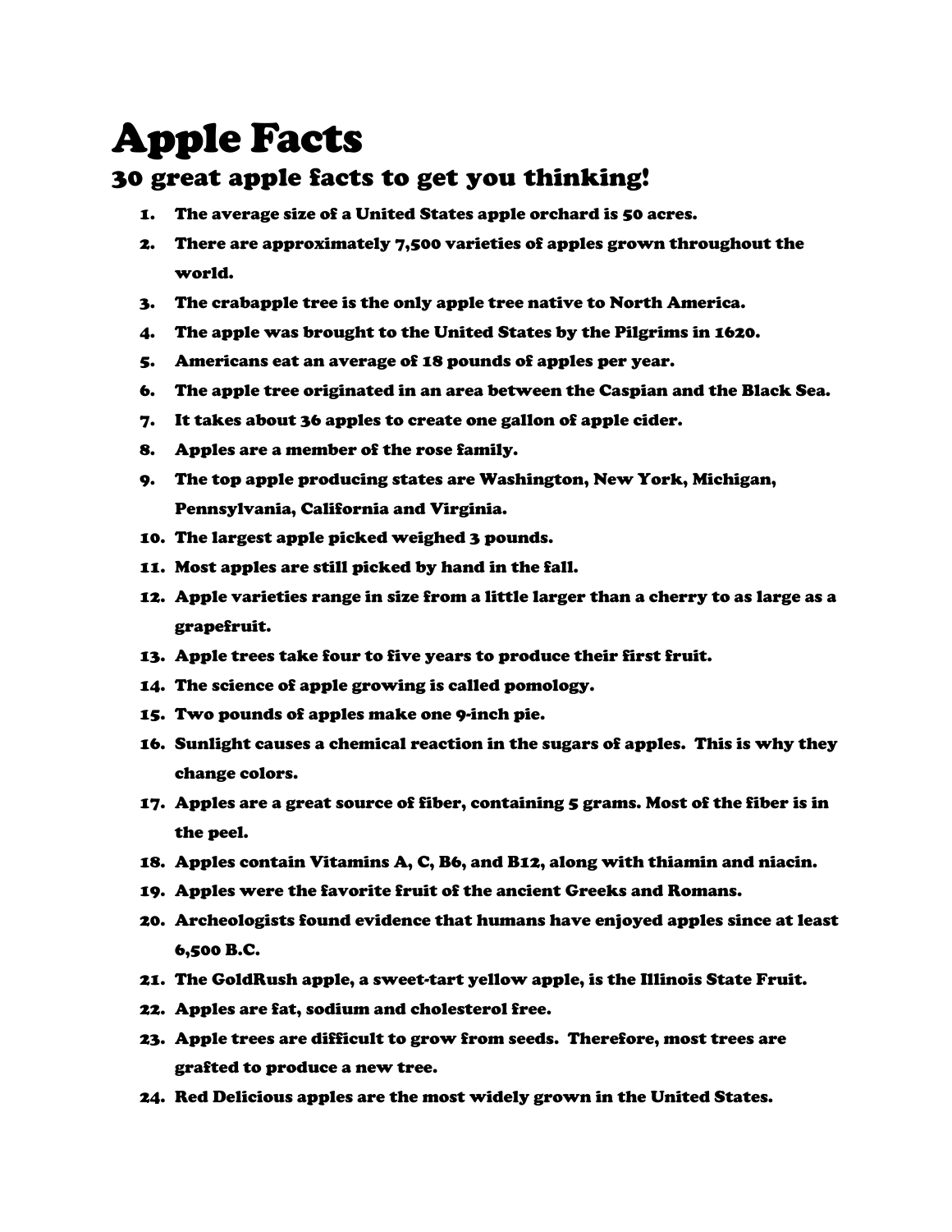# Apple Facts

## 30 great apple facts to get you thinking!

1. The average size of a United States apple orchard is 50 acres.
2. There are approximately 7,500 varieties of apples grown throughout the world.
3. The crabapple tree is the only apple tree native to North America.
4. The apple was brought to the United States by the Pilgrims in 1620.
5. Americans eat an average of 18 pounds of apples per year.
6. The apple tree originated in an area between the Caspian and the Black Sea.
7. It takes about 36 apples to create one gallon of apple cider.
8. Apples are a member of the rose family.
9. The top apple producing states are Washington, New York, Michigan, Pennsylvania, California and Virginia.
10. The largest apple picked weighed 3 pounds.
11. Most apples are still picked by hand in the fall.
12. Apple varieties range in size from a little larger than a cherry to as large as a grapefruit.
13. Apple trees take four to five years to produce their first fruit.
14. The science of apple growing is called pomology.
15. Two pounds of apples make one 9-inch pie.
16. Sunlight causes a chemical reaction in the sugars of apples. This is why they change colors.
17. Apples are a great source of fiber, containing 5 grams. Most of the fiber is in the peel.
18. Apples contain Vitamins A, C, B6, and B12, along with thiamin and niacin.
19. Apples were the favorite fruit of the ancient Greeks and Romans.
20. Archeologists found evidence that humans have enjoyed apples since at least 6,500 B.C.
21. The GoldRush apple, a sweet-tart yellow apple, is the Illinois State Fruit.
22. Apples are fat, sodium and cholesterol free.
23. Apple trees are difficult to grow from seeds. Therefore, most trees are grafted to produce a new tree.
24. Red Delicious apples are the most widely grown in the United States.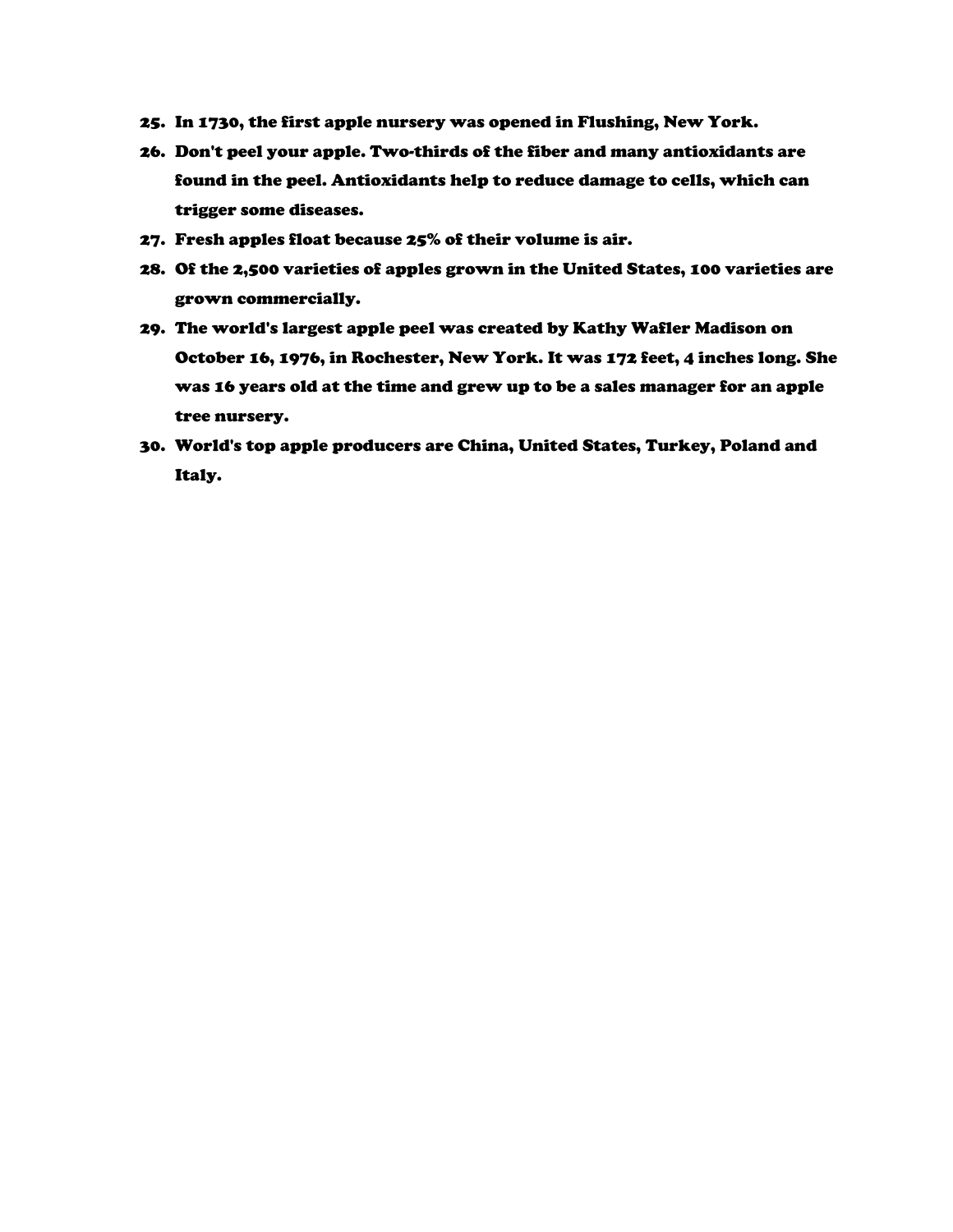25. In 1730, the first apple nursery was opened in Flushing, New York.
26. Don't peel your apple. Two-thirds of the fiber and many antioxidants are found in the peel. Antioxidants help to reduce damage to cells, which can trigger some diseases.
27. Fresh apples float because 25% of their volume is air.
28. Of the 2,500 varieties of apples grown in the United States, 100 varieties are grown commercially.
29. The world's largest apple peel was created by Kathy Wafler Madison on October 16, 1976, in Rochester, New York. It was 172 feet, 4 inches long. She was 16 years old at the time and grew up to be a sales manager for an apple tree nursery.
30. World's top apple producers are China, United States, Turkey, Poland and Italy.